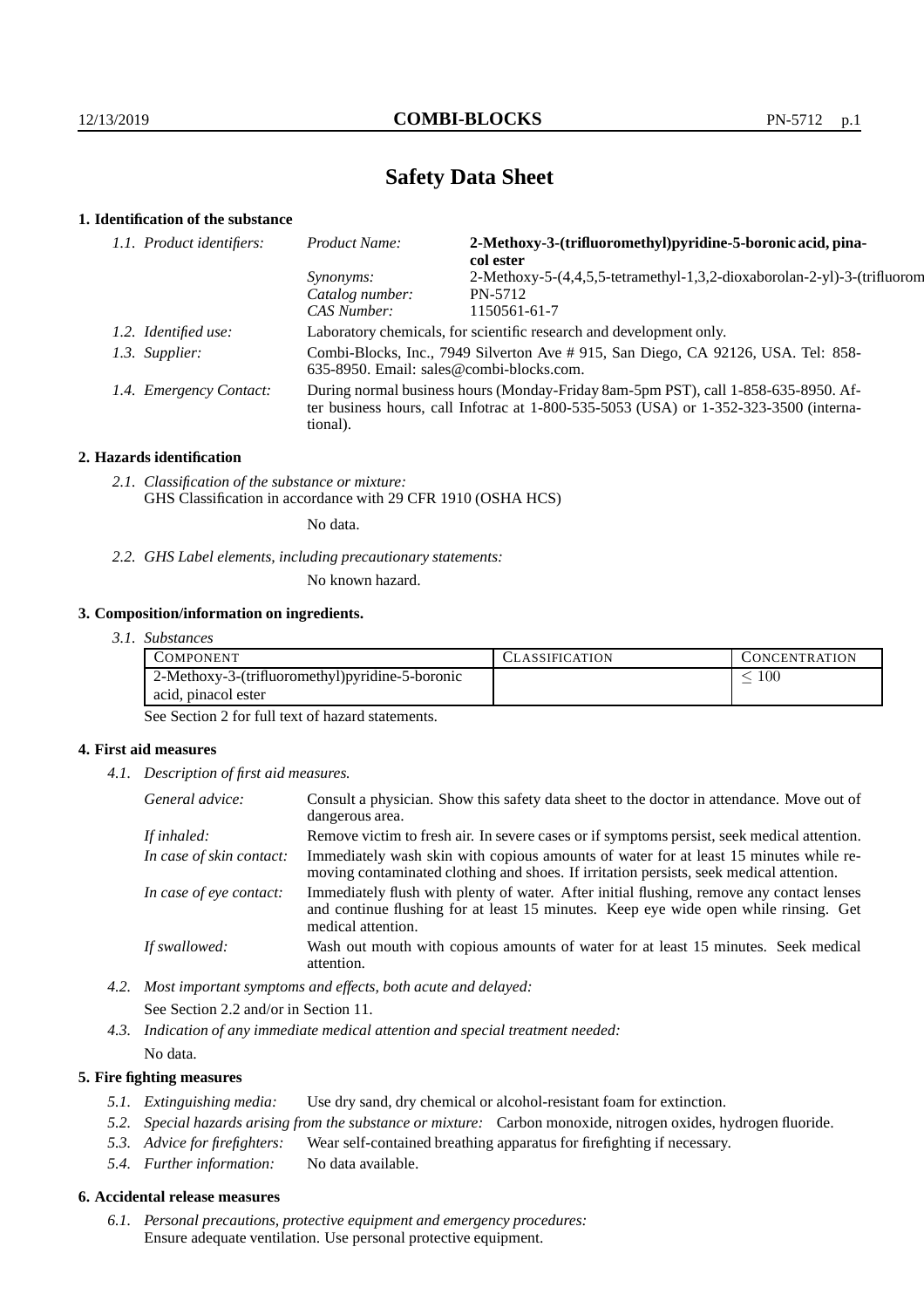# Safety Data Sheet

## 1. Identification of the substance

*1.1. Product identifiers:*

*Product Name:* **2-Methoxy-3-(trifluoromethyl)pyridine-5-boronic acid, pinacol ester**

*Synonyms:* 2-Methoxy-5-(4,4,5,5-tetramethyl-1,3,2-dioxaborolan-2-yl)-3-(trifluorom

*Catalog number:* PN-5712

*CAS Number:* 1150561-61-7

*1.2. Identified use:* Laboratory chemicals, for scientific research and development only.

*1.3. Supplier:* Combi-Blocks, Inc., 7949 Silverton Ave # 915, San Diego, CA 92126, USA. Tel: 858-635-8950. Email: sales@combi-blocks.com.

*1.4. Emergency Contact:* During normal business hours (Monday-Friday 8am-5pm PST), call 1-858-635-8950. After business hours, call Infotrac at 1-800-535-5053 (USA) or 1-352-323-3500 (international).

## 2. Hazards identification

*2.1. Classification of the substance or mixture:*
GHS Classification in accordance with 29 CFR 1910 (OSHA HCS)

No data.

*2.2. GHS Label elements, including precautionary statements:*

No known hazard.

## 3. Composition/information on ingredients.

*3.1. Substances*

| COMPONENT | CLASSIFICATION | CONCENTRATION |
|---|---|---|
| 2-Methoxy-3-(trifluoromethyl)pyridine-5-boronic acid, pinacol ester | | $\leq 100$ |

See Section 2 for full text of hazard statements.

## 4. First aid measures

*4.1. Description of first aid measures.*

*General advice:* Consult a physician. Show this safety data sheet to the doctor in attendance. Move out of dangerous area.

*If inhaled:* Remove victim to fresh air. In severe cases or if symptoms persist, seek medical attention.

*In case of skin contact:* Immediately wash skin with copious amounts of water for at least 15 minutes while removing contaminated clothing and shoes. If irritation persists, seek medical attention.

*In case of eye contact:* Immediately flush with plenty of water. After initial flushing, remove any contact lenses and continue flushing for at least 15 minutes. Keep eye wide open while rinsing. Get medical attention.

*If swallowed:* Wash out mouth with copious amounts of water for at least 15 minutes. Seek medical attention.

*4.2. Most important symptoms and effects, both acute and delayed:*

See Section 2.2 and/or in Section 11.

*4.3. Indication of any immediate medical attention and special treatment needed:*

No data.

## 5. Fire fighting measures

*5.1. Extinguishing media:* Use dry sand, dry chemical or alcohol-resistant foam for extinction.

*5.2. Special hazards arising from the substance or mixture:* Carbon monoxide, nitrogen oxides, hydrogen fluoride.

*5.3. Advice for firefighters:* Wear self-contained breathing apparatus for firefighting if necessary.

*5.4. Further information:* No data available.

## 6. Accidental release measures

*6.1. Personal precautions, protective equipment and emergency procedures:*
Ensure adequate ventilation. Use personal protective equipment.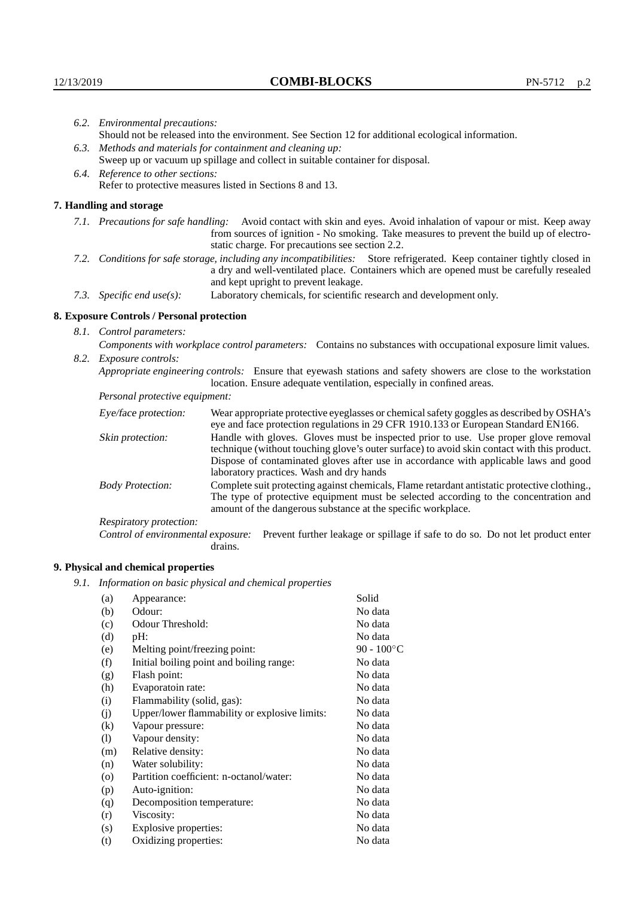6.2. *Environmental precautions:*
Should not be released into the environment. See Section 12 for additional ecological information.

6.3. *Methods and materials for containment and cleaning up:*
Sweep up or vacuum up spillage and collect in suitable container for disposal.

6.4. *Reference to other sections:*
Refer to protective measures listed in Sections 8 and 13.

## 7. Handling and storage

7.1. *Precautions for safe handling:* Avoid contact with skin and eyes. Avoid inhalation of vapour or mist. Keep away from sources of ignition - No smoking. Take measures to prevent the build up of electrostatic charge. For precautions see section 2.2.

7.2. *Conditions for safe storage, including any incompatibilities:* Store refrigerated. Keep container tightly closed in a dry and well-ventilated place. Containers which are opened must be carefully resealed and kept upright to prevent leakage.

7.3. *Specific end use(s):* Laboratory chemicals, for scientific research and development only.

## 8. Exposure Controls / Personal protection

8.1. *Control parameters:*
*Components with workplace control parameters:* Contains no substances with occupational exposure limit values.

8.2. *Exposure controls:*
*Appropriate engineering controls:* Ensure that eyewash stations and safety showers are close to the workstation location. Ensure adequate ventilation, especially in confined areas.

*Personal protective equipment:*

*Eye/face protection:* Wear appropriate protective eyeglasses or chemical safety goggles as described by OSHA's eye and face protection regulations in 29 CFR 1910.133 or European Standard EN166.

*Skin protection:* Handle with gloves. Gloves must be inspected prior to use. Use proper glove removal technique (without touching glove's outer surface) to avoid skin contact with this product. Dispose of contaminated gloves after use in accordance with applicable laws and good laboratory practices. Wash and dry hands

*Body Protection:* Complete suit protecting against chemicals, Flame retardant antistatic protective clothing., The type of protective equipment must be selected according to the concentration and amount of the dangerous substance at the specific workplace.

*Respiratory protection:*

*Control of environmental exposure:* Prevent further leakage or spillage if safe to do so. Do not let product enter drains.

## 9. Physical and chemical properties

9.1. *Information on basic physical and chemical properties*

| | | |
|---|---|---|
| (a) | Appearance: | Solid |
| (b) | Odour: | No data |
| (c) | Odour Threshold: | No data |
| (d) | pH: | No data |
| (e) | Melting point/freezing point: | 90 - 100°C |
| (f) | Initial boiling point and boiling range: | No data |
| (g) | Flash point: | No data |
| (h) | Evaporatoin rate: | No data |
| (i) | Flammability (solid, gas): | No data |
| (j) | Upper/lower flammability or explosive limits: | No data |
| (k) | Vapour pressure: | No data |
| (l) | Vapour density: | No data |
| (m) | Relative density: | No data |
| (n) | Water solubility: | No data |
| (o) | Partition coefficient: n-octanol/water: | No data |
| (p) | Auto-ignition: | No data |
| (q) | Decomposition temperature: | No data |
| (r) | Viscosity: | No data |
| (s) | Explosive properties: | No data |
| (t) | Oxidizing properties: | No data |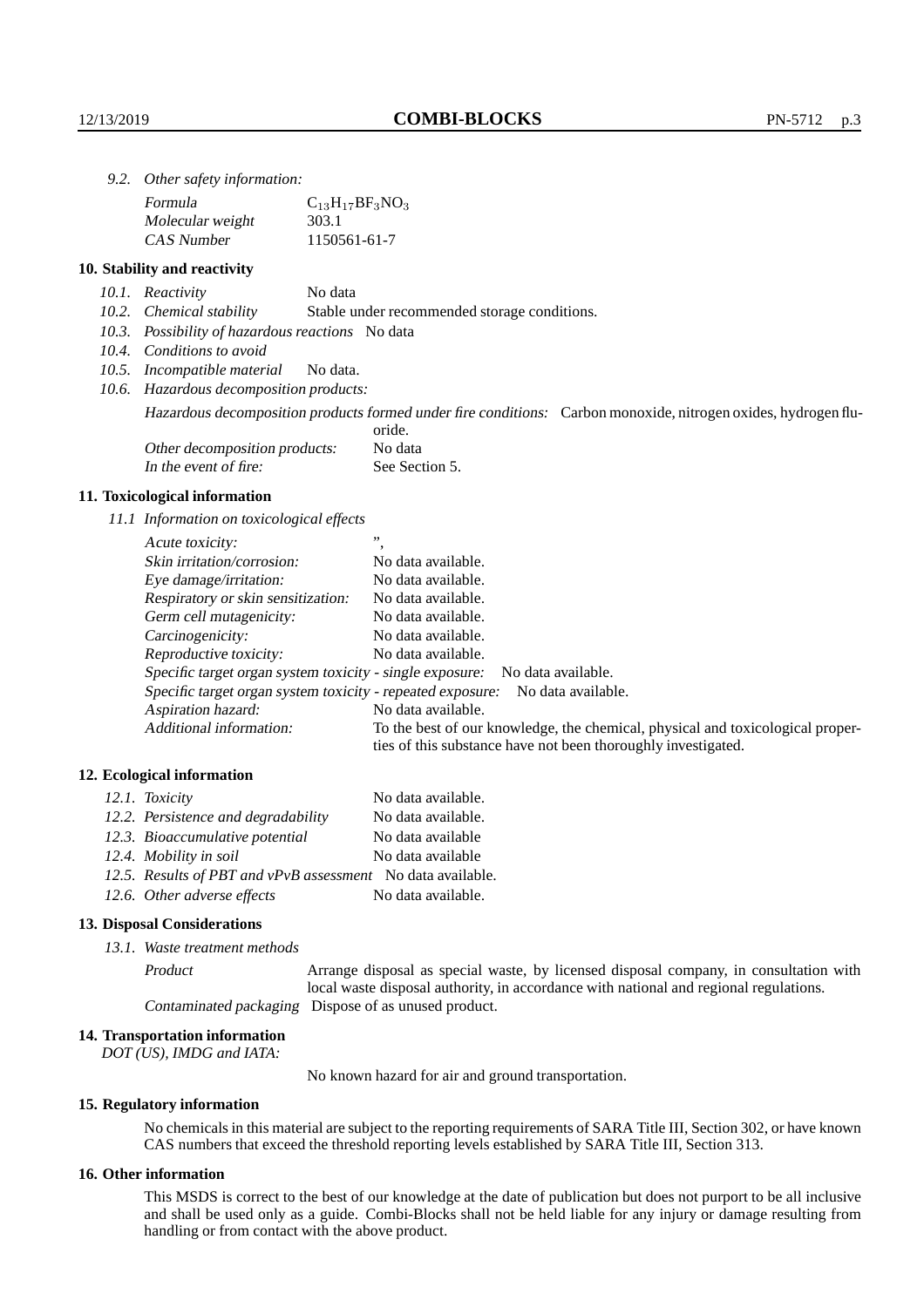*9.2. Other safety information:*

| | |
|---|---|
| *Formula* | $C_{13}H_{17}BF_3NO_3$ |
| *Molecular weight* | 303.1 |
| *CAS Number* | 1150561-61-7 |

## 10. Stability and reactivity

*10.1. Reactivity* No data

*10.2. Chemical stability* Stable under recommended storage conditions.

*10.3. Possibility of hazardous reactions* No data

*10.4. Conditions to avoid*

*10.5. Incompatible material* No data.

*10.6. Hazardous decomposition products:*

*Hazardous decomposition products formed under fire conditions:* Carbon monoxide, nitrogen oxides, hydrogen fluoride.

*Other decomposition products:* No data

*In the event of fire:* See Section 5.

## 11. Toxicological information

*11.1 Information on toxicological effects*

| | |
|---|---|
| *Acute toxicity:* | ”, |
| *Skin irritation/corrosion:* | No data available. |
| *Eye damage/irritation:* | No data available. |
| *Respiratory or skin sensitization:* | No data available. |
| *Germ cell mutagenicity:* | No data available. |
| *Carcinogenicity:* | No data available. |
| *Reproductive toxicity:* | No data available. |
| *Specific target organ system toxicity - single exposure:* | No data available. |
| *Specific target organ system toxicity - repeated exposure:* | No data available. |
| *Aspiration hazard:* | No data available. |
| *Additional information:* | To the best of our knowledge, the chemical, physical and toxicological properties of this substance have not been thoroughly investigated. |

## 12. Ecological information

| | |
|---|---|
| *12.1. Toxicity* | No data available. |
| *12.2. Persistence and degradability* | No data available. |
| *12.3. Bioaccumulative potential* | No data available |
| *12.4. Mobility in soil* | No data available |
| *12.5. Results of PBT and vPvB assessment* | No data available. |
| *12.6. Other adverse effects* | No data available. |

## 13. Disposal Considerations

*13.1. Waste treatment methods*

*Product* Arrange disposal as special waste, by licensed disposal company, in consultation with local waste disposal authority, in accordance with national and regional regulations.

*Contaminated packaging* Dispose of as unused product.

## 14. Transportation information

*DOT (US), IMDG and IATA:*

No known hazard for air and ground transportation.

## 15. Regulatory information

No chemicals in this material are subject to the reporting requirements of SARA Title III, Section 302, or have known CAS numbers that exceed the threshold reporting levels established by SARA Title III, Section 313.

## 16. Other information

This MSDS is correct to the best of our knowledge at the date of publication but does not purport to be all inclusive and shall be used only as a guide. Combi-Blocks shall not be held liable for any injury or damage resulting from handling or from contact with the above product.